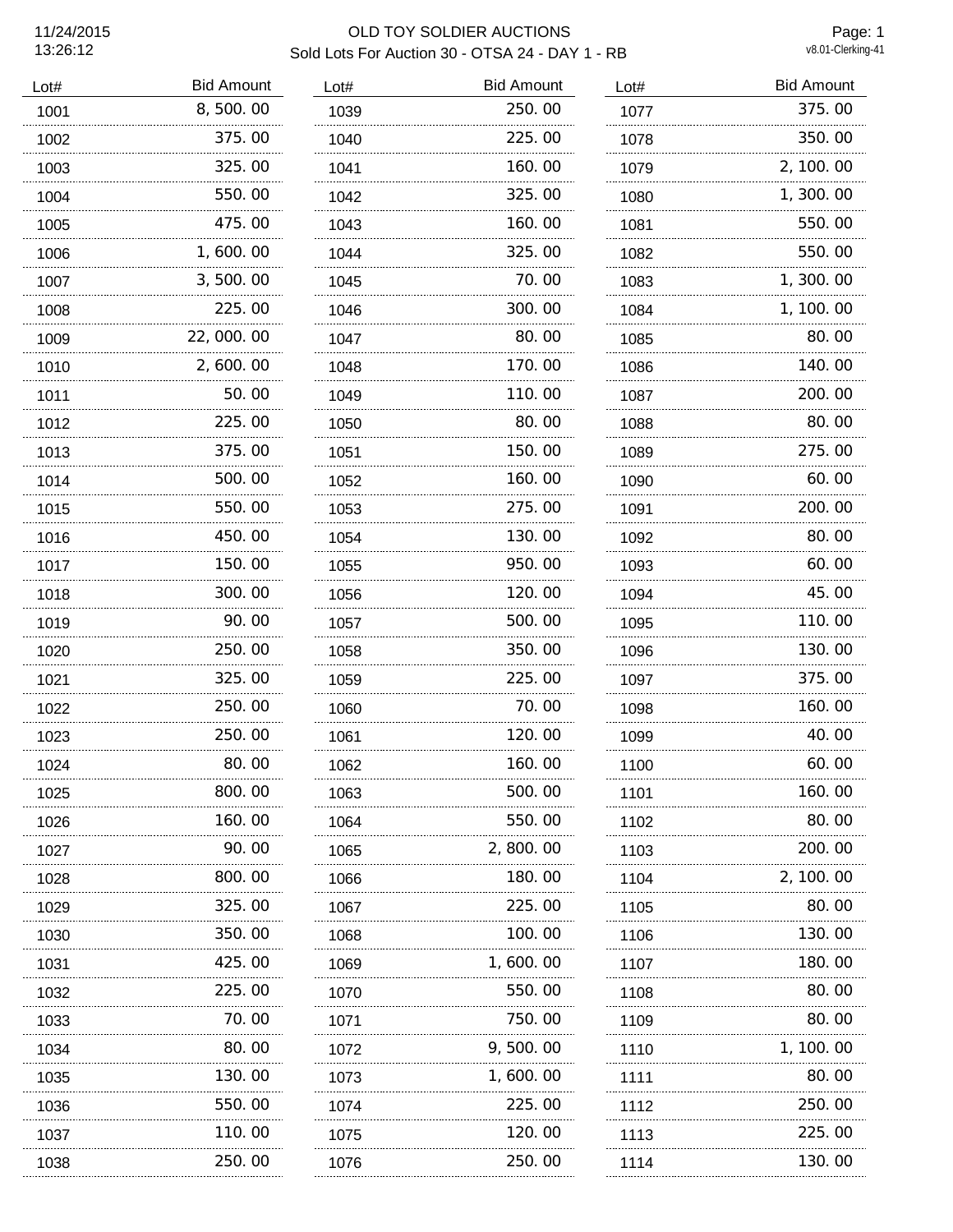# OLD TOY SOLDIER AUCTIONS

## Sold Lots For Auction 30 - OTSA 24 - DAY 1 - RB

11/24/2015
13:26:12

v8.01-Clerking-41

| Lot# | Bid Amount |
|---|---|
| 1001 | 8, 500. 00 |
| 1002 | 375. 00 |
| 1003 | 325. 00 |
| 1004 | 550. 00 |
| 1005 | 475. 00 |
| 1006 | 1, 600. 00 |
| 1007 | 3, 500. 00 |
| 1008 | 225. 00 |
| 1009 | 22, 000. 00 |
| 1010 | 2, 600. 00 |
| 1011 | 50. 00 |
| 1012 | 225. 00 |
| 1013 | 375. 00 |
| 1014 | 500. 00 |
| 1015 | 550. 00 |
| 1016 | 450. 00 |
| 1017 | 150. 00 |
| 1018 | 300. 00 |
| 1019 | 90. 00 |
| 1020 | 250. 00 |
| 1021 | 325. 00 |
| 1022 | 250. 00 |
| 1023 | 250. 00 |
| 1024 | 80. 00 |
| 1025 | 800. 00 |
| 1026 | 160. 00 |
| 1027 | 90. 00 |
| 1028 | 800. 00 |
| 1029 | 325. 00 |
| 1030 | 350. 00 |
| 1031 | 425. 00 |
| 1032 | 225. 00 |
| 1033 | 70. 00 |
| 1034 | 80. 00 |
| 1035 | 130. 00 |
| 1036 | 550. 00 |
| 1037 | 110. 00 |
| 1038 | 250. 00 |
| 1039 | 250. 00 |
| 1040 | 225. 00 |
| 1041 | 160. 00 |
| 1042 | 325. 00 |
| 1043 | 160. 00 |
| 1044 | 325. 00 |
| 1045 | 70. 00 |
| 1046 | 300. 00 |
| 1047 | 80. 00 |
| 1048 | 170. 00 |
| 1049 | 110. 00 |
| 1050 | 80. 00 |
| 1051 | 150. 00 |
| 1052 | 160. 00 |
| 1053 | 275. 00 |
| 1054 | 130. 00 |
| 1055 | 950. 00 |
| 1056 | 120. 00 |
| 1057 | 500. 00 |
| 1058 | 350. 00 |
| 1059 | 225. 00 |
| 1060 | 70. 00 |
| 1061 | 120. 00 |
| 1062 | 160. 00 |
| 1063 | 500. 00 |
| 1064 | 550. 00 |
| 1065 | 2, 800. 00 |
| 1066 | 180. 00 |
| 1067 | 225. 00 |
| 1068 | 100. 00 |
| 1069 | 1, 600. 00 |
| 1070 | 550. 00 |
| 1071 | 750. 00 |
| 1072 | 9, 500. 00 |
| 1073 | 1, 600. 00 |
| 1074 | 225. 00 |
| 1075 | 120. 00 |
| 1076 | 250. 00 |
| 1077 | 375. 00 |
| 1078 | 350. 00 |
| 1079 | 2, 100. 00 |
| 1080 | 1, 300. 00 |
| 1081 | 550. 00 |
| 1082 | 550. 00 |
| 1083 | 1, 300. 00 |
| 1084 | 1, 100. 00 |
| 1085 | 80. 00 |
| 1086 | 140. 00 |
| 1087 | 200. 00 |
| 1088 | 80. 00 |
| 1089 | 275. 00 |
| 1090 | 60. 00 |
| 1091 | 200. 00 |
| 1092 | 80. 00 |
| 1093 | 60. 00 |
| 1094 | 45. 00 |
| 1095 | 110. 00 |
| 1096 | 130. 00 |
| 1097 | 375. 00 |
| 1098 | 160. 00 |
| 1099 | 40. 00 |
| 1100 | 60. 00 |
| 1101 | 160. 00 |
| 1102 | 80. 00 |
| 1103 | 200. 00 |
| 1104 | 2, 100. 00 |
| 1105 | 80. 00 |
| 1106 | 130. 00 |
| 1107 | 180. 00 |
| 1108 | 80. 00 |
| 1109 | 80. 00 |
| 1110 | 1, 100. 00 |
| 1111 | 80. 00 |
| 1112 | 250. 00 |
| 1113 | 225. 00 |
| 1114 | 130. 00 |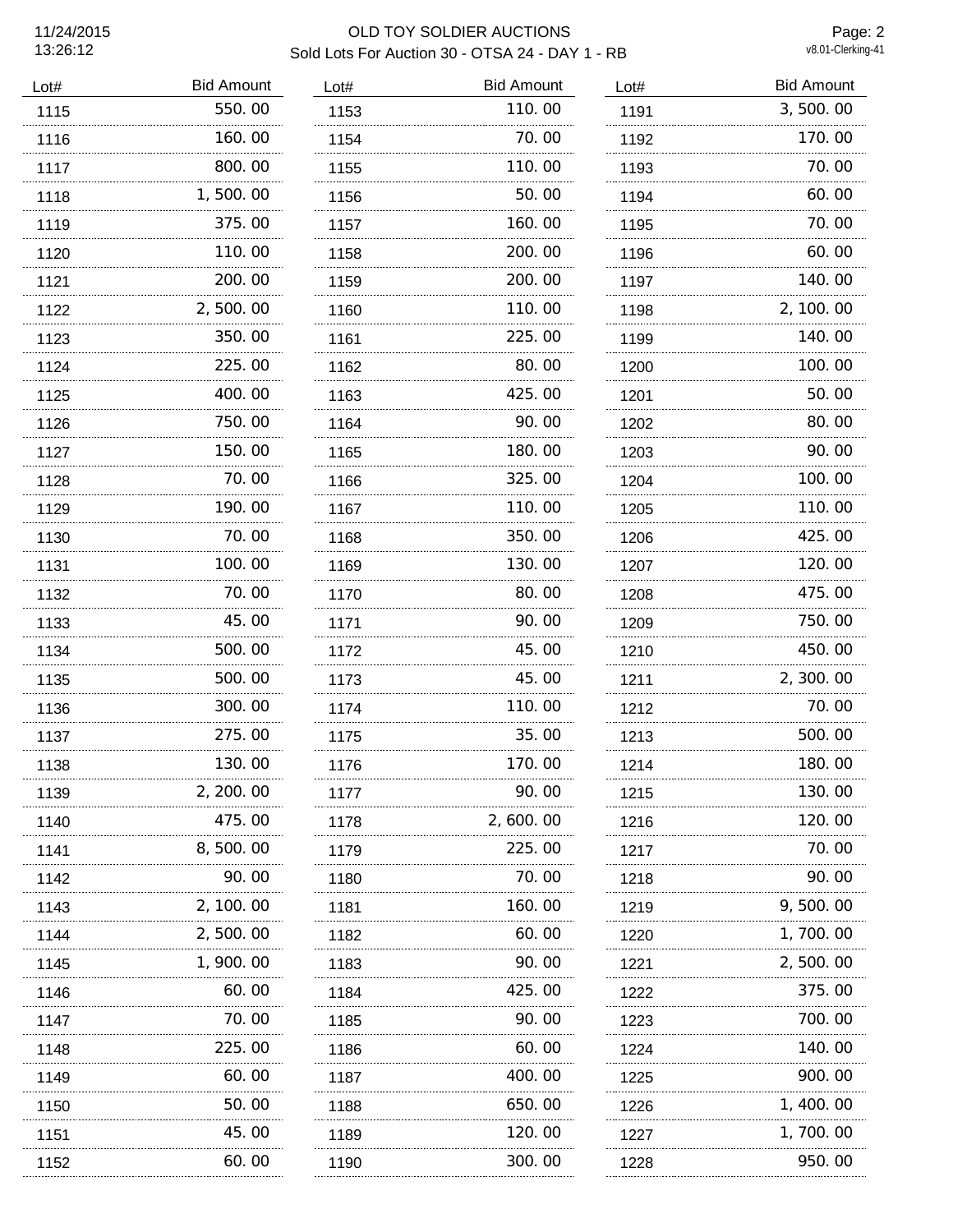# OLD TOY SOLDIER AUCTIONS

Sold Lots For Auction 30 - OTSA 24 - DAY 1 - RB

11/24/2015 13:26:12

| Lot# | Bid Amount |
|---|---|
| 1115 | 550.00 |
| 1116 | 160.00 |
| 1117 | 800.00 |
| 1118 | 1,500.00 |
| 1119 | 375.00 |
| 1120 | 110.00 |
| 1121 | 200.00 |
| 1122 | 2,500.00 |
| 1123 | 350.00 |
| 1124 | 225.00 |
| 1125 | 400.00 |
| 1126 | 750.00 |
| 1127 | 150.00 |
| 1128 | 70.00 |
| 1129 | 190.00 |
| 1130 | 70.00 |
| 1131 | 100.00 |
| 1132 | 70.00 |
| 1133 | 45.00 |
| 1134 | 500.00 |
| 1135 | 500.00 |
| 1136 | 300.00 |
| 1137 | 275.00 |
| 1138 | 130.00 |
| 1139 | 2,200.00 |
| 1140 | 475.00 |
| 1141 | 8,500.00 |
| 1142 | 90.00 |
| 1143 | 2,100.00 |
| 1144 | 2,500.00 |
| 1145 | 1,900.00 |
| 1146 | 60.00 |
| 1147 | 70.00 |
| 1148 | 225.00 |
| 1149 | 60.00 |
| 1150 | 50.00 |
| 1151 | 45.00 |
| 1152 | 60.00 |
| 1153 | 110.00 |
| 1154 | 70.00 |
| 1155 | 110.00 |
| 1156 | 50.00 |
| 1157 | 160.00 |
| 1158 | 200.00 |
| 1159 | 200.00 |
| 1160 | 110.00 |
| 1161 | 225.00 |
| 1162 | 80.00 |
| 1163 | 425.00 |
| 1164 | 90.00 |
| 1165 | 180.00 |
| 1166 | 325.00 |
| 1167 | 110.00 |
| 1168 | 350.00 |
| 1169 | 130.00 |
| 1170 | 80.00 |
| 1171 | 90.00 |
| 1172 | 45.00 |
| 1173 | 45.00 |
| 1174 | 110.00 |
| 1175 | 35.00 |
| 1176 | 170.00 |
| 1177 | 90.00 |
| 1178 | 2,600.00 |
| 1179 | 225.00 |
| 1180 | 70.00 |
| 1181 | 160.00 |
| 1182 | 60.00 |
| 1183 | 90.00 |
| 1184 | 425.00 |
| 1185 | 90.00 |
| 1186 | 60.00 |
| 1187 | 400.00 |
| 1188 | 650.00 |
| 1189 | 120.00 |
| 1190 | 300.00 |
| 1191 | 3,500.00 |
| 1192 | 170.00 |
| 1193 | 70.00 |
| 1194 | 60.00 |
| 1195 | 70.00 |
| 1196 | 60.00 |
| 1197 | 140.00 |
| 1198 | 2,100.00 |
| 1199 | 140.00 |
| 1200 | 100.00 |
| 1201 | 50.00 |
| 1202 | 80.00 |
| 1203 | 90.00 |
| 1204 | 100.00 |
| 1205 | 110.00 |
| 1206 | 425.00 |
| 1207 | 120.00 |
| 1208 | 475.00 |
| 1209 | 750.00 |
| 1210 | 450.00 |
| 1211 | 2,300.00 |
| 1212 | 70.00 |
| 1213 | 500.00 |
| 1214 | 180.00 |
| 1215 | 130.00 |
| 1216 | 120.00 |
| 1217 | 70.00 |
| 1218 | 90.00 |
| 1219 | 9,500.00 |
| 1220 | 1,700.00 |
| 1221 | 2,500.00 |
| 1222 | 375.00 |
| 1223 | 700.00 |
| 1224 | 140.00 |
| 1225 | 900.00 |
| 1226 | 1,400.00 |
| 1227 | 1,700.00 |
| 1228 | 950.00 |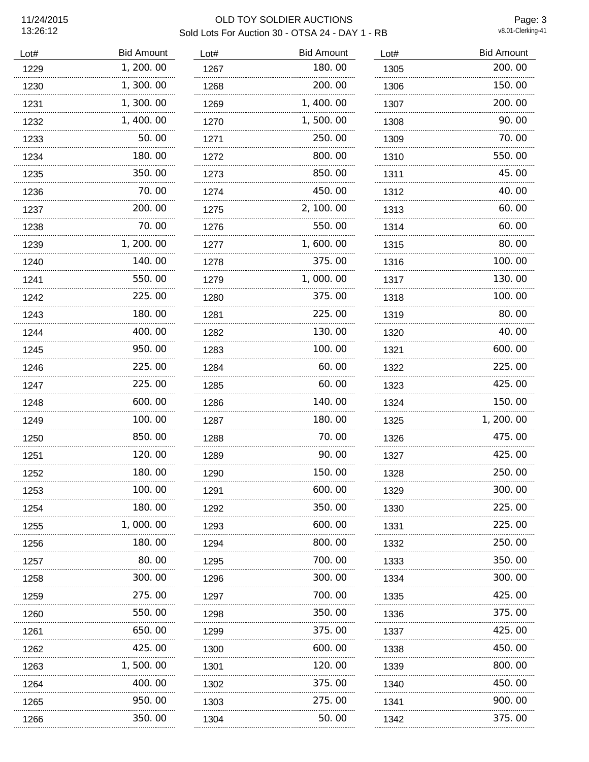# OLD TOY SOLDIER AUCTIONS

Sold Lots For Auction 30 - OTSA 24 - DAY 1 - RB

11/24/2015 13:26:12

v8.01-Clerking-41

| Lot# | Bid Amount |
|---|---|
| 1229 | 1,200.00 |
| 1230 | 1,300.00 |
| 1231 | 1,300.00 |
| 1232 | 1,400.00 |
| 1233 | 50.00 |
| 1234 | 180.00 |
| 1235 | 350.00 |
| 1236 | 70.00 |
| 1237 | 200.00 |
| 1238 | 70.00 |
| 1239 | 1,200.00 |
| 1240 | 140.00 |
| 1241 | 550.00 |
| 1242 | 225.00 |
| 1243 | 180.00 |
| 1244 | 400.00 |
| 1245 | 950.00 |
| 1246 | 225.00 |
| 1247 | 225.00 |
| 1248 | 600.00 |
| 1249 | 100.00 |
| 1250 | 850.00 |
| 1251 | 120.00 |
| 1252 | 180.00 |
| 1253 | 100.00 |
| 1254 | 180.00 |
| 1255 | 1,000.00 |
| 1256 | 180.00 |
| 1257 | 80.00 |
| 1258 | 300.00 |
| 1259 | 275.00 |
| 1260 | 550.00 |
| 1261 | 650.00 |
| 1262 | 425.00 |
| 1263 | 1,500.00 |
| 1264 | 400.00 |
| 1265 | 950.00 |
| 1266 | 350.00 |
| 1267 | 180.00 |
| 1268 | 200.00 |
| 1269 | 1,400.00 |
| 1270 | 1,500.00 |
| 1271 | 250.00 |
| 1272 | 800.00 |
| 1273 | 850.00 |
| 1274 | 450.00 |
| 1275 | 2,100.00 |
| 1276 | 550.00 |
| 1277 | 1,600.00 |
| 1278 | 375.00 |
| 1279 | 1,000.00 |
| 1280 | 375.00 |
| 1281 | 225.00 |
| 1282 | 130.00 |
| 1283 | 100.00 |
| 1284 | 60.00 |
| 1285 | 60.00 |
| 1286 | 140.00 |
| 1287 | 180.00 |
| 1288 | 70.00 |
| 1289 | 90.00 |
| 1290 | 150.00 |
| 1291 | 600.00 |
| 1292 | 350.00 |
| 1293 | 600.00 |
| 1294 | 800.00 |
| 1295 | 700.00 |
| 1296 | 300.00 |
| 1297 | 700.00 |
| 1298 | 350.00 |
| 1299 | 375.00 |
| 1300 | 600.00 |
| 1301 | 120.00 |
| 1302 | 375.00 |
| 1303 | 275.00 |
| 1304 | 50.00 |
| 1305 | 200.00 |
| 1306 | 150.00 |
| 1307 | 200.00 |
| 1308 | 90.00 |
| 1309 | 70.00 |
| 1310 | 550.00 |
| 1311 | 45.00 |
| 1312 | 40.00 |
| 1313 | 60.00 |
| 1314 | 60.00 |
| 1315 | 80.00 |
| 1316 | 100.00 |
| 1317 | 130.00 |
| 1318 | 100.00 |
| 1319 | 80.00 |
| 1320 | 40.00 |
| 1321 | 600.00 |
| 1322 | 225.00 |
| 1323 | 425.00 |
| 1324 | 150.00 |
| 1325 | 1,200.00 |
| 1326 | 475.00 |
| 1327 | 425.00 |
| 1328 | 250.00 |
| 1329 | 300.00 |
| 1330 | 225.00 |
| 1331 | 225.00 |
| 1332 | 250.00 |
| 1333 | 350.00 |
| 1334 | 300.00 |
| 1335 | 425.00 |
| 1336 | 375.00 |
| 1337 | 425.00 |
| 1338 | 450.00 |
| 1339 | 800.00 |
| 1340 | 450.00 |
| 1341 | 900.00 |
| 1342 | 375.00 |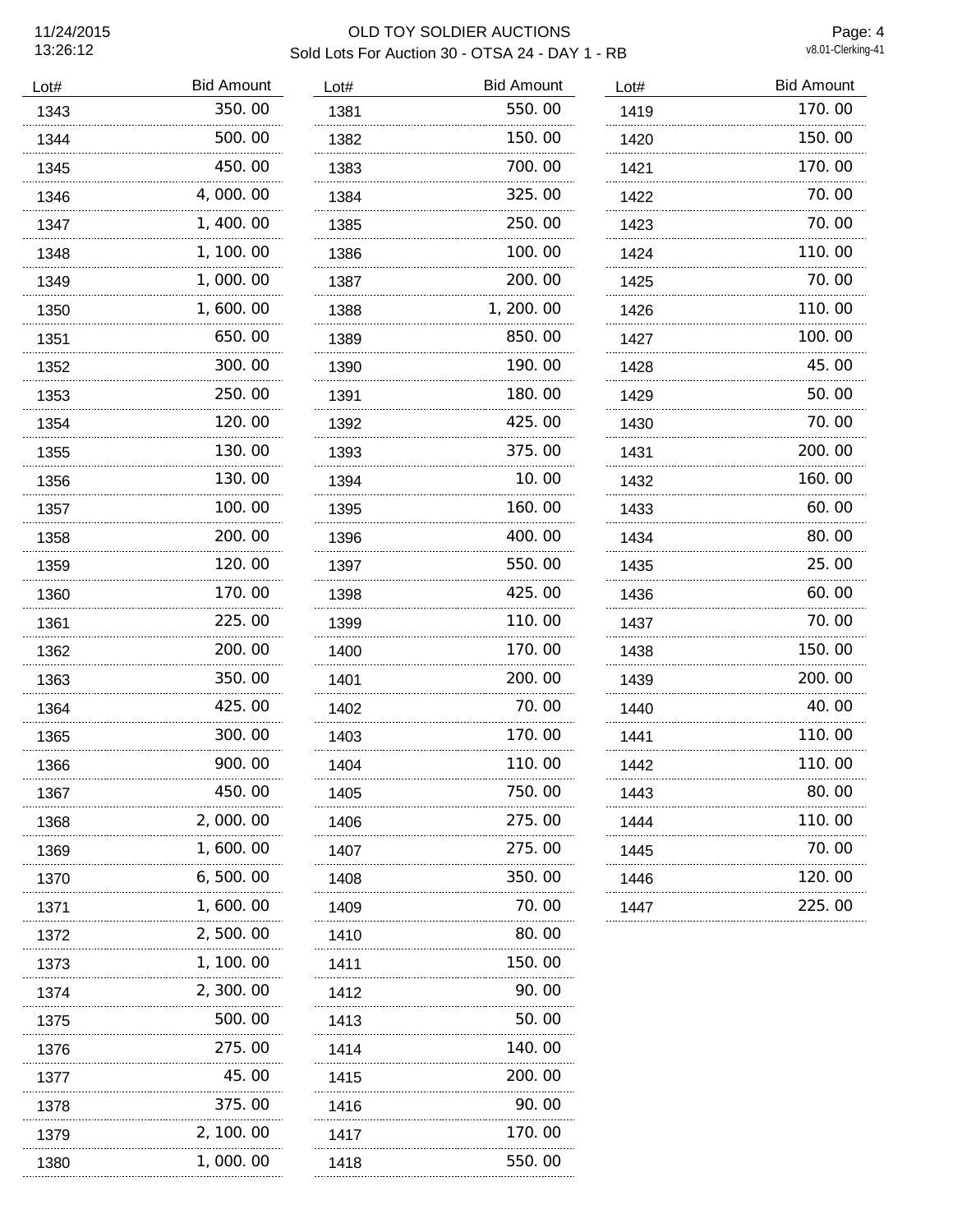# OLD TOY SOLDIER AUCTIONS

## Sold Lots For Auction 30 - OTSA 24 - DAY 1 - RB

| Lot# | Bid Amount |
|---|---|
| 1343 | 350.00 |
| 1344 | 500.00 |
| 1345 | 450.00 |
| 1346 | 4,000.00 |
| 1347 | 1,400.00 |
| 1348 | 1,100.00 |
| 1349 | 1,000.00 |
| 1350 | 1,600.00 |
| 1351 | 650.00 |
| 1352 | 300.00 |
| 1353 | 250.00 |
| 1354 | 120.00 |
| 1355 | 130.00 |
| 1356 | 130.00 |
| 1357 | 100.00 |
| 1358 | 200.00 |
| 1359 | 120.00 |
| 1360 | 170.00 |
| 1361 | 225.00 |
| 1362 | 200.00 |
| 1363 | 350.00 |
| 1364 | 425.00 |
| 1365 | 300.00 |
| 1366 | 900.00 |
| 1367 | 450.00 |
| 1368 | 2,000.00 |
| 1369 | 1,600.00 |
| 1370 | 6,500.00 |
| 1371 | 1,600.00 |
| 1372 | 2,500.00 |
| 1373 | 1,100.00 |
| 1374 | 2,300.00 |
| 1375 | 500.00 |
| 1376 | 275.00 |
| 1377 | 45.00 |
| 1378 | 375.00 |
| 1379 | 2,100.00 |
| 1380 | 1,000.00 |
| 1381 | 550.00 |
| 1382 | 150.00 |
| 1383 | 700.00 |
| 1384 | 325.00 |
| 1385 | 250.00 |
| 1386 | 100.00 |
| 1387 | 200.00 |
| 1388 | 1,200.00 |
| 1389 | 850.00 |
| 1390 | 190.00 |
| 1391 | 180.00 |
| 1392 | 425.00 |
| 1393 | 375.00 |
| 1394 | 10.00 |
| 1395 | 160.00 |
| 1396 | 400.00 |
| 1397 | 550.00 |
| 1398 | 425.00 |
| 1399 | 110.00 |
| 1400 | 170.00 |
| 1401 | 200.00 |
| 1402 | 70.00 |
| 1403 | 170.00 |
| 1404 | 110.00 |
| 1405 | 750.00 |
| 1406 | 275.00 |
| 1407 | 275.00 |
| 1408 | 350.00 |
| 1409 | 70.00 |
| 1410 | 80.00 |
| 1411 | 150.00 |
| 1412 | 90.00 |
| 1413 | 50.00 |
| 1414 | 140.00 |
| 1415 | 200.00 |
| 1416 | 90.00 |
| 1417 | 170.00 |
| 1418 | 550.00 |
| 1419 | 170.00 |
| 1420 | 150.00 |
| 1421 | 170.00 |
| 1422 | 70.00 |
| 1423 | 70.00 |
| 1424 | 110.00 |
| 1425 | 70.00 |
| 1426 | 110.00 |
| 1427 | 100.00 |
| 1428 | 45.00 |
| 1429 | 50.00 |
| 1430 | 70.00 |
| 1431 | 200.00 |
| 1432 | 160.00 |
| 1433 | 60.00 |
| 1434 | 80.00 |
| 1435 | 25.00 |
| 1436 | 60.00 |
| 1437 | 70.00 |
| 1438 | 150.00 |
| 1439 | 200.00 |
| 1440 | 40.00 |
| 1441 | 110.00 |
| 1442 | 110.00 |
| 1443 | 80.00 |
| 1444 | 110.00 |
| 1445 | 70.00 |
| 1446 | 120.00 |
| 1447 | 225.00 |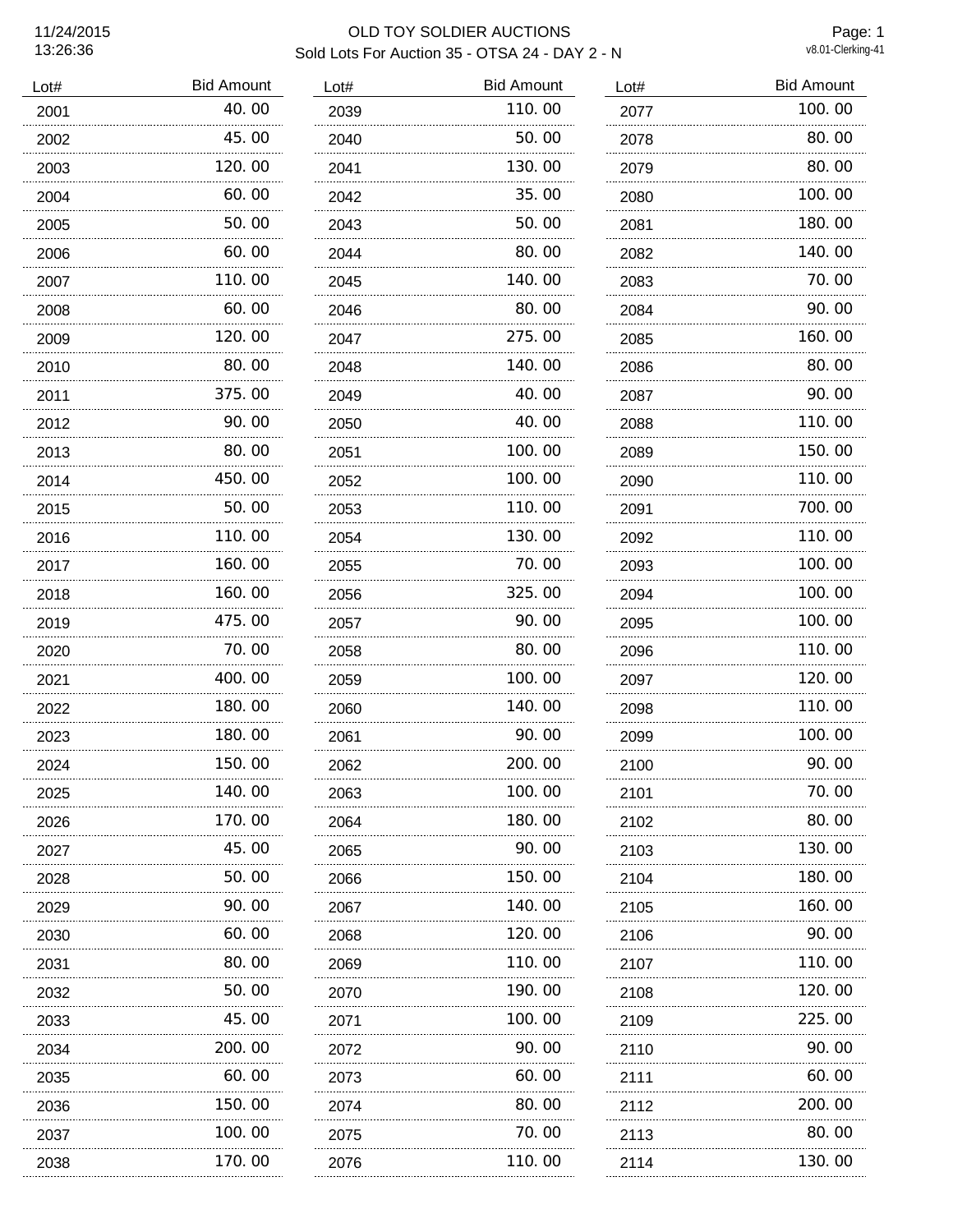# OLD TOY SOLDIER AUCTIONS

## Sold Lots For Auction 35 - OTSA 24 - DAY 2 - N

| Lot# | Bid Amount |
|---|---|
| 2001 | 40.00 |
| 2002 | 45.00 |
| 2003 | 120.00 |
| 2004 | 60.00 |
| 2005 | 50.00 |
| 2006 | 60.00 |
| 2007 | 110.00 |
| 2008 | 60.00 |
| 2009 | 120.00 |
| 2010 | 80.00 |
| 2011 | 375.00 |
| 2012 | 90.00 |
| 2013 | 80.00 |
| 2014 | 450.00 |
| 2015 | 50.00 |
| 2016 | 110.00 |
| 2017 | 160.00 |
| 2018 | 160.00 |
| 2019 | 475.00 |
| 2020 | 70.00 |
| 2021 | 400.00 |
| 2022 | 180.00 |
| 2023 | 180.00 |
| 2024 | 150.00 |
| 2025 | 140.00 |
| 2026 | 170.00 |
| 2027 | 45.00 |
| 2028 | 50.00 |
| 2029 | 90.00 |
| 2030 | 60.00 |
| 2031 | 80.00 |
| 2032 | 50.00 |
| 2033 | 45.00 |
| 2034 | 200.00 |
| 2035 | 60.00 |
| 2036 | 150.00 |
| 2037 | 100.00 |
| 2038 | 170.00 |
| 2039 | 110.00 |
| 2040 | 50.00 |
| 2041 | 130.00 |
| 2042 | 35.00 |
| 2043 | 50.00 |
| 2044 | 80.00 |
| 2045 | 140.00 |
| 2046 | 80.00 |
| 2047 | 275.00 |
| 2048 | 140.00 |
| 2049 | 40.00 |
| 2050 | 40.00 |
| 2051 | 100.00 |
| 2052 | 100.00 |
| 2053 | 110.00 |
| 2054 | 130.00 |
| 2055 | 70.00 |
| 2056 | 325.00 |
| 2057 | 90.00 |
| 2058 | 80.00 |
| 2059 | 100.00 |
| 2060 | 140.00 |
| 2061 | 90.00 |
| 2062 | 200.00 |
| 2063 | 100.00 |
| 2064 | 180.00 |
| 2065 | 90.00 |
| 2066 | 150.00 |
| 2067 | 140.00 |
| 2068 | 120.00 |
| 2069 | 110.00 |
| 2070 | 190.00 |
| 2071 | 100.00 |
| 2072 | 90.00 |
| 2073 | 60.00 |
| 2074 | 80.00 |
| 2075 | 70.00 |
| 2076 | 110.00 |
| 2077 | 100.00 |
| 2078 | 80.00 |
| 2079 | 80.00 |
| 2080 | 100.00 |
| 2081 | 180.00 |
| 2082 | 140.00 |
| 2083 | 70.00 |
| 2084 | 90.00 |
| 2085 | 160.00 |
| 2086 | 80.00 |
| 2087 | 90.00 |
| 2088 | 110.00 |
| 2089 | 150.00 |
| 2090 | 110.00 |
| 2091 | 700.00 |
| 2092 | 110.00 |
| 2093 | 100.00 |
| 2094 | 100.00 |
| 2095 | 100.00 |
| 2096 | 110.00 |
| 2097 | 120.00 |
| 2098 | 110.00 |
| 2099 | 100.00 |
| 2100 | 90.00 |
| 2101 | 70.00 |
| 2102 | 80.00 |
| 2103 | 130.00 |
| 2104 | 180.00 |
| 2105 | 160.00 |
| 2106 | 90.00 |
| 2107 | 110.00 |
| 2108 | 120.00 |
| 2109 | 225.00 |
| 2110 | 90.00 |
| 2111 | 60.00 |
| 2112 | 200.00 |
| 2113 | 80.00 |
| 2114 | 130.00 |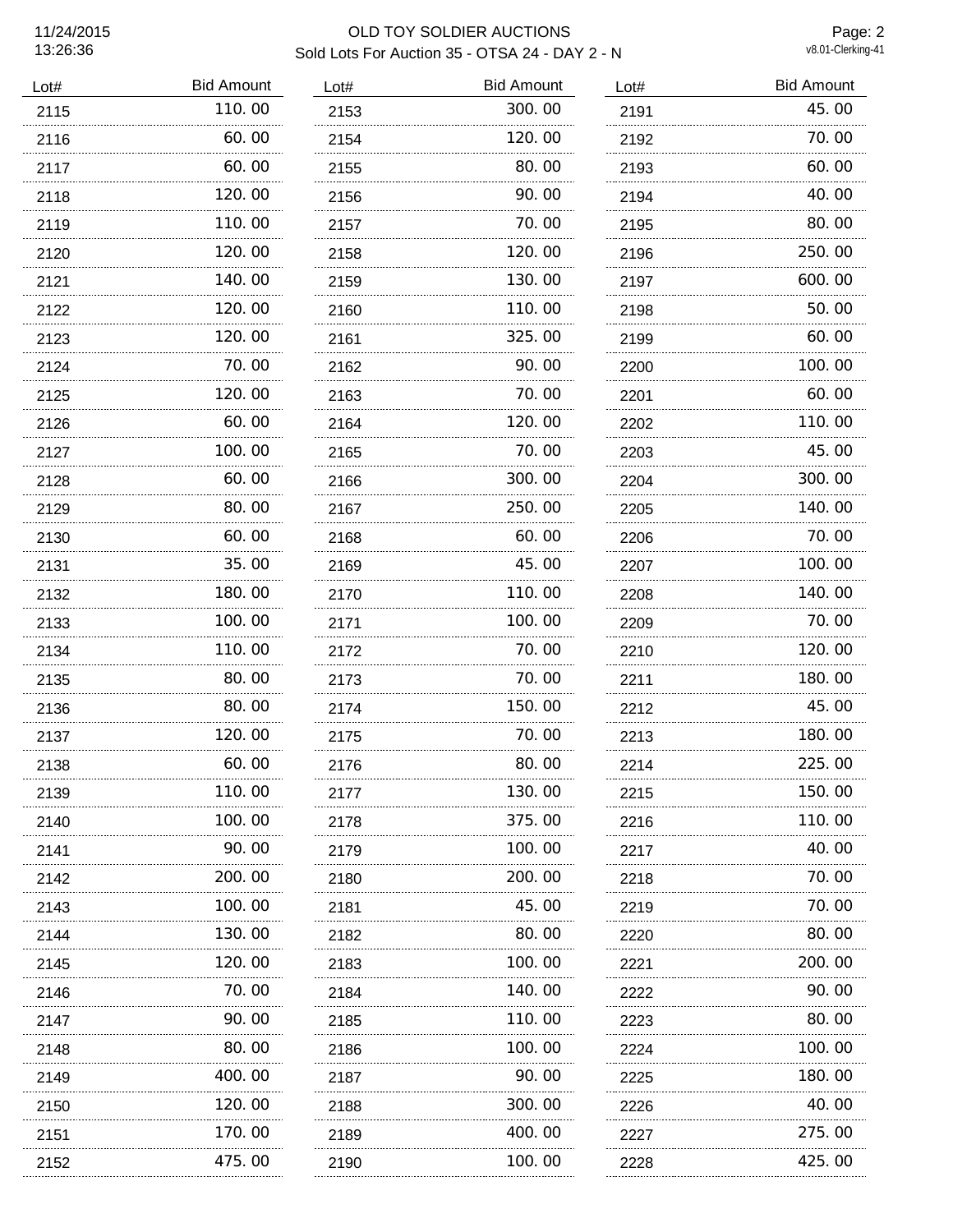# OLD TOY SOLDIER AUCTIONS

## Sold Lots For Auction 35 - OTSA 24 - DAY 2 - N

11/24/2015 13:26:36

v8.01-Clerking-41

| Lot# | Bid Amount |
|---|---|
| 2115 | 110.00 |
| 2116 | 60.00 |
| 2117 | 60.00 |
| 2118 | 120.00 |
| 2119 | 110.00 |
| 2120 | 120.00 |
| 2121 | 140.00 |
| 2122 | 120.00 |
| 2123 | 120.00 |
| 2124 | 70.00 |
| 2125 | 120.00 |
| 2126 | 60.00 |
| 2127 | 100.00 |
| 2128 | 60.00 |
| 2129 | 80.00 |
| 2130 | 60.00 |
| 2131 | 35.00 |
| 2132 | 180.00 |
| 2133 | 100.00 |
| 2134 | 110.00 |
| 2135 | 80.00 |
| 2136 | 80.00 |
| 2137 | 120.00 |
| 2138 | 60.00 |
| 2139 | 110.00 |
| 2140 | 100.00 |
| 2141 | 90.00 |
| 2142 | 200.00 |
| 2143 | 100.00 |
| 2144 | 130.00 |
| 2145 | 120.00 |
| 2146 | 70.00 |
| 2147 | 90.00 |
| 2148 | 80.00 |
| 2149 | 400.00 |
| 2150 | 120.00 |
| 2151 | 170.00 |
| 2152 | 475.00 |
| 2153 | 300.00 |
| 2154 | 120.00 |
| 2155 | 80.00 |
| 2156 | 90.00 |
| 2157 | 70.00 |
| 2158 | 120.00 |
| 2159 | 130.00 |
| 2160 | 110.00 |
| 2161 | 325.00 |
| 2162 | 90.00 |
| 2163 | 70.00 |
| 2164 | 120.00 |
| 2165 | 70.00 |
| 2166 | 300.00 |
| 2167 | 250.00 |
| 2168 | 60.00 |
| 2169 | 45.00 |
| 2170 | 110.00 |
| 2171 | 100.00 |
| 2172 | 70.00 |
| 2173 | 70.00 |
| 2174 | 150.00 |
| 2175 | 70.00 |
| 2176 | 80.00 |
| 2177 | 130.00 |
| 2178 | 375.00 |
| 2179 | 100.00 |
| 2180 | 200.00 |
| 2181 | 45.00 |
| 2182 | 80.00 |
| 2183 | 100.00 |
| 2184 | 140.00 |
| 2185 | 110.00 |
| 2186 | 100.00 |
| 2187 | 90.00 |
| 2188 | 300.00 |
| 2189 | 400.00 |
| 2190 | 100.00 |
| 2191 | 45.00 |
| 2192 | 70.00 |
| 2193 | 60.00 |
| 2194 | 40.00 |
| 2195 | 80.00 |
| 2196 | 250.00 |
| 2197 | 600.00 |
| 2198 | 50.00 |
| 2199 | 60.00 |
| 2200 | 100.00 |
| 2201 | 60.00 |
| 2202 | 110.00 |
| 2203 | 45.00 |
| 2204 | 300.00 |
| 2205 | 140.00 |
| 2206 | 70.00 |
| 2207 | 100.00 |
| 2208 | 140.00 |
| 2209 | 70.00 |
| 2210 | 120.00 |
| 2211 | 180.00 |
| 2212 | 45.00 |
| 2213 | 180.00 |
| 2214 | 225.00 |
| 2215 | 150.00 |
| 2216 | 110.00 |
| 2217 | 40.00 |
| 2218 | 70.00 |
| 2219 | 70.00 |
| 2220 | 80.00 |
| 2221 | 200.00 |
| 2222 | 90.00 |
| 2223 | 80.00 |
| 2224 | 100.00 |
| 2225 | 180.00 |
| 2226 | 40.00 |
| 2227 | 275.00 |
| 2228 | 425.00 |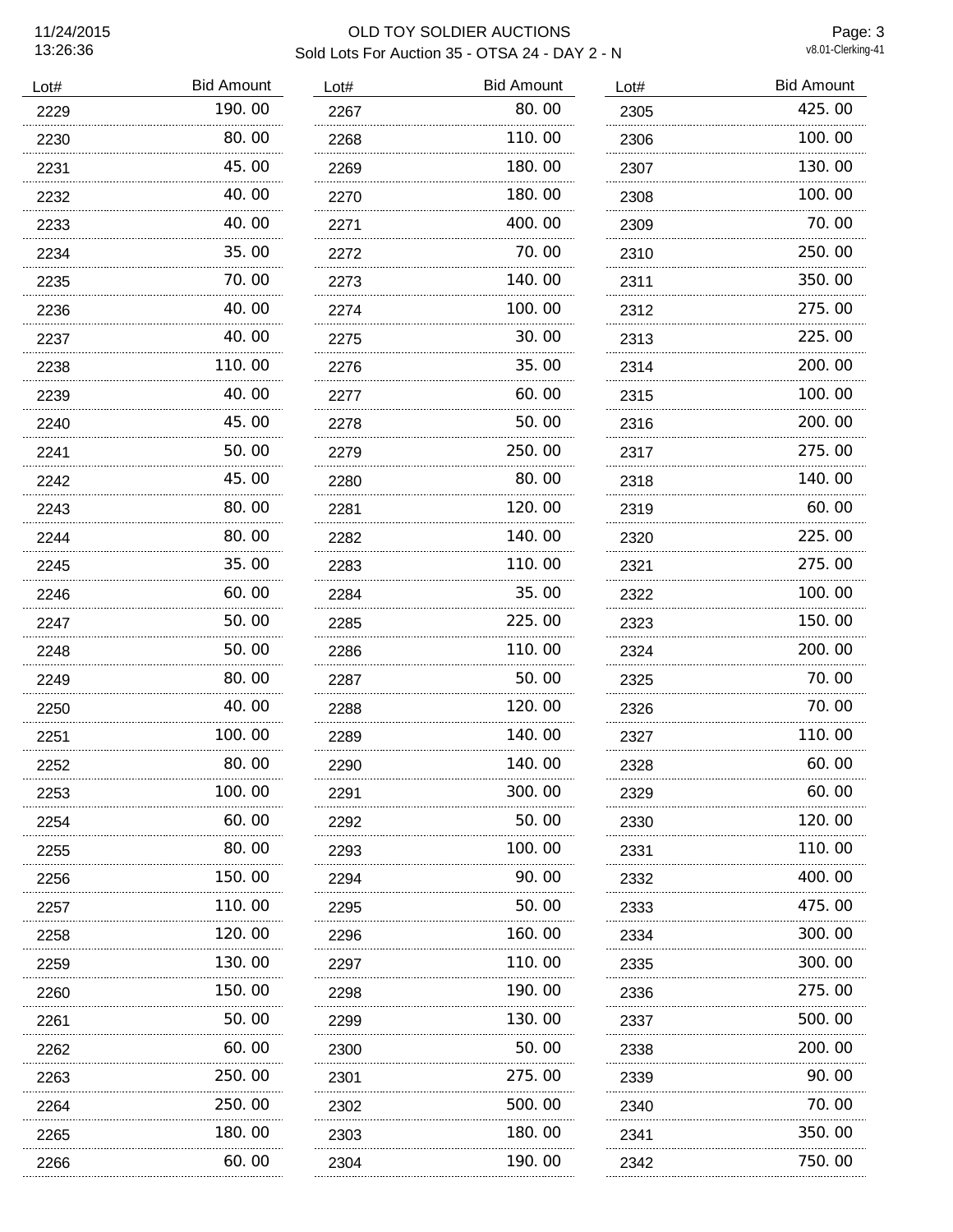OLD TOY SOLDIER AUCTIONS

Sold Lots For Auction 35 - OTSA 24 - DAY 2 - N

11/24/2015 13:26:36

v8.01-Clerking-41

| Lot# | Bid Amount |
|---|---|
| 2229 | 190.00 |
| 2230 | 80.00 |
| 2231 | 45.00 |
| 2232 | 40.00 |
| 2233 | 40.00 |
| 2234 | 35.00 |
| 2235 | 70.00 |
| 2236 | 40.00 |
| 2237 | 40.00 |
| 2238 | 110.00 |
| 2239 | 40.00 |
| 2240 | 45.00 |
| 2241 | 50.00 |
| 2242 | 45.00 |
| 2243 | 80.00 |
| 2244 | 80.00 |
| 2245 | 35.00 |
| 2246 | 60.00 |
| 2247 | 50.00 |
| 2248 | 50.00 |
| 2249 | 80.00 |
| 2250 | 40.00 |
| 2251 | 100.00 |
| 2252 | 80.00 |
| 2253 | 100.00 |
| 2254 | 60.00 |
| 2255 | 80.00 |
| 2256 | 150.00 |
| 2257 | 110.00 |
| 2258 | 120.00 |
| 2259 | 130.00 |
| 2260 | 150.00 |
| 2261 | 50.00 |
| 2262 | 60.00 |
| 2263 | 250.00 |
| 2264 | 250.00 |
| 2265 | 180.00 |
| 2266 | 60.00 |
| 2267 | 80.00 |
| 2268 | 110.00 |
| 2269 | 180.00 |
| 2270 | 180.00 |
| 2271 | 400.00 |
| 2272 | 70.00 |
| 2273 | 140.00 |
| 2274 | 100.00 |
| 2275 | 30.00 |
| 2276 | 35.00 |
| 2277 | 60.00 |
| 2278 | 50.00 |
| 2279 | 250.00 |
| 2280 | 80.00 |
| 2281 | 120.00 |
| 2282 | 140.00 |
| 2283 | 110.00 |
| 2284 | 35.00 |
| 2285 | 225.00 |
| 2286 | 110.00 |
| 2287 | 50.00 |
| 2288 | 120.00 |
| 2289 | 140.00 |
| 2290 | 140.00 |
| 2291 | 300.00 |
| 2292 | 50.00 |
| 2293 | 100.00 |
| 2294 | 90.00 |
| 2295 | 50.00 |
| 2296 | 160.00 |
| 2297 | 110.00 |
| 2298 | 190.00 |
| 2299 | 130.00 |
| 2300 | 50.00 |
| 2301 | 275.00 |
| 2302 | 500.00 |
| 2303 | 180.00 |
| 2304 | 190.00 |
| 2305 | 425.00 |
| 2306 | 100.00 |
| 2307 | 130.00 |
| 2308 | 100.00 |
| 2309 | 70.00 |
| 2310 | 250.00 |
| 2311 | 350.00 |
| 2312 | 275.00 |
| 2313 | 225.00 |
| 2314 | 200.00 |
| 2315 | 100.00 |
| 2316 | 200.00 |
| 2317 | 275.00 |
| 2318 | 140.00 |
| 2319 | 60.00 |
| 2320 | 225.00 |
| 2321 | 275.00 |
| 2322 | 100.00 |
| 2323 | 150.00 |
| 2324 | 200.00 |
| 2325 | 70.00 |
| 2326 | 70.00 |
| 2327 | 110.00 |
| 2328 | 60.00 |
| 2329 | 60.00 |
| 2330 | 120.00 |
| 2331 | 110.00 |
| 2332 | 400.00 |
| 2333 | 475.00 |
| 2334 | 300.00 |
| 2335 | 300.00 |
| 2336 | 275.00 |
| 2337 | 500.00 |
| 2338 | 200.00 |
| 2339 | 90.00 |
| 2340 | 70.00 |
| 2341 | 350.00 |
| 2342 | 750.00 |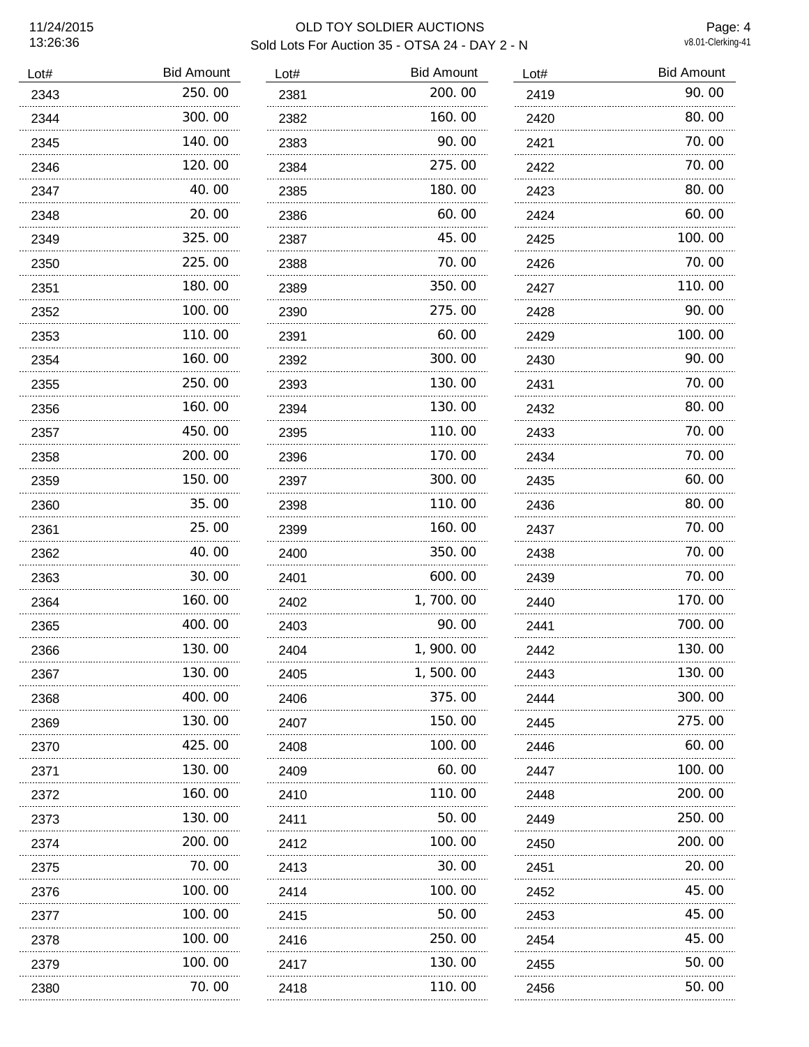# OLD TOY SOLDIER AUCTIONS

## Sold Lots For Auction 35 - OTSA 24 - DAY 2 - N

11/24/2015 13:26:36

| Lot# | Bid Amount |
|---|---|
| 2343 | 250.00 |
| 2344 | 300.00 |
| 2345 | 140.00 |
| 2346 | 120.00 |
| 2347 | 40.00 |
| 2348 | 20.00 |
| 2349 | 325.00 |
| 2350 | 225.00 |
| 2351 | 180.00 |
| 2352 | 100.00 |
| 2353 | 110.00 |
| 2354 | 160.00 |
| 2355 | 250.00 |
| 2356 | 160.00 |
| 2357 | 450.00 |
| 2358 | 200.00 |
| 2359 | 150.00 |
| 2360 | 35.00 |
| 2361 | 25.00 |
| 2362 | 40.00 |
| 2363 | 30.00 |
| 2364 | 160.00 |
| 2365 | 400.00 |
| 2366 | 130.00 |
| 2367 | 130.00 |
| 2368 | 400.00 |
| 2369 | 130.00 |
| 2370 | 425.00 |
| 2371 | 130.00 |
| 2372 | 160.00 |
| 2373 | 130.00 |
| 2374 | 200.00 |
| 2375 | 70.00 |
| 2376 | 100.00 |
| 2377 | 100.00 |
| 2378 | 100.00 |
| 2379 | 100.00 |
| 2380 | 70.00 |
| 2381 | 200.00 |
| 2382 | 160.00 |
| 2383 | 90.00 |
| 2384 | 275.00 |
| 2385 | 180.00 |
| 2386 | 60.00 |
| 2387 | 45.00 |
| 2388 | 70.00 |
| 2389 | 350.00 |
| 2390 | 275.00 |
| 2391 | 60.00 |
| 2392 | 300.00 |
| 2393 | 130.00 |
| 2394 | 130.00 |
| 2395 | 110.00 |
| 2396 | 170.00 |
| 2397 | 300.00 |
| 2398 | 110.00 |
| 2399 | 160.00 |
| 2400 | 350.00 |
| 2401 | 600.00 |
| 2402 | 1,700.00 |
| 2403 | 90.00 |
| 2404 | 1,900.00 |
| 2405 | 1,500.00 |
| 2406 | 375.00 |
| 2407 | 150.00 |
| 2408 | 100.00 |
| 2409 | 60.00 |
| 2410 | 110.00 |
| 2411 | 50.00 |
| 2412 | 100.00 |
| 2413 | 30.00 |
| 2414 | 100.00 |
| 2415 | 50.00 |
| 2416 | 250.00 |
| 2417 | 130.00 |
| 2418 | 110.00 |
| 2419 | 90.00 |
| 2420 | 80.00 |
| 2421 | 70.00 |
| 2422 | 70.00 |
| 2423 | 80.00 |
| 2424 | 60.00 |
| 2425 | 100.00 |
| 2426 | 70.00 |
| 2427 | 110.00 |
| 2428 | 90.00 |
| 2429 | 100.00 |
| 2430 | 90.00 |
| 2431 | 70.00 |
| 2432 | 80.00 |
| 2433 | 70.00 |
| 2434 | 70.00 |
| 2435 | 60.00 |
| 2436 | 80.00 |
| 2437 | 70.00 |
| 2438 | 70.00 |
| 2439 | 70.00 |
| 2440 | 170.00 |
| 2441 | 700.00 |
| 2442 | 130.00 |
| 2443 | 130.00 |
| 2444 | 300.00 |
| 2445 | 275.00 |
| 2446 | 60.00 |
| 2447 | 100.00 |
| 2448 | 200.00 |
| 2449 | 250.00 |
| 2450 | 200.00 |
| 2451 | 20.00 |
| 2452 | 45.00 |
| 2453 | 45.00 |
| 2454 | 45.00 |
| 2455 | 50.00 |
| 2456 | 50.00 |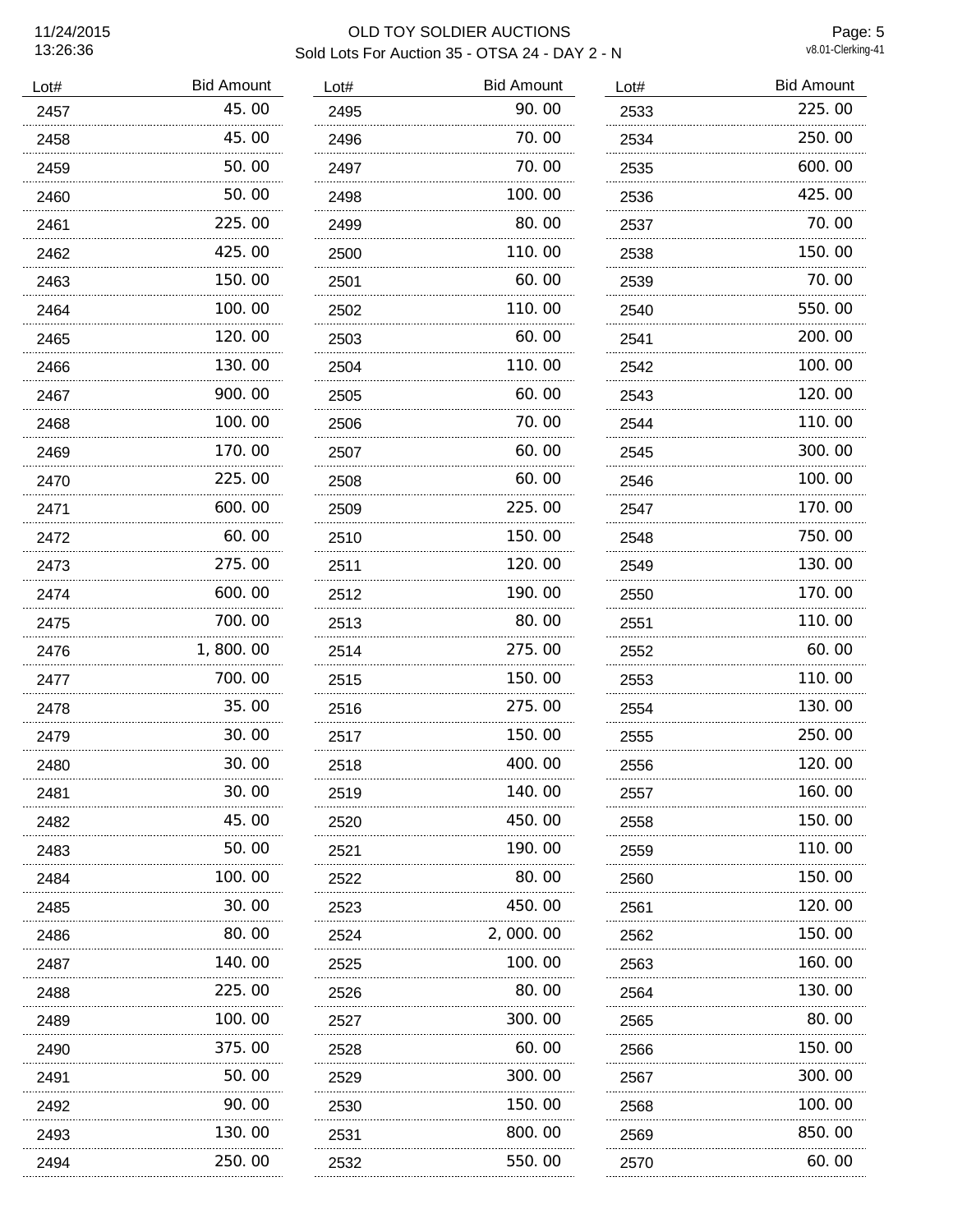# OLD TOY SOLDIER AUCTIONS

## Sold Lots For Auction 35 - OTSA 24 - DAY 2 - N

11/24/2015
13:26:36

v8.01-Clerking-41

| Lot# | Bid Amount |
|---|---|
| 2457 | 45.00 |
| 2458 | 45.00 |
| 2459 | 50.00 |
| 2460 | 50.00 |
| 2461 | 225.00 |
| 2462 | 425.00 |
| 2463 | 150.00 |
| 2464 | 100.00 |
| 2465 | 120.00 |
| 2466 | 130.00 |
| 2467 | 900.00 |
| 2468 | 100.00 |
| 2469 | 170.00 |
| 2470 | 225.00 |
| 2471 | 600.00 |
| 2472 | 60.00 |
| 2473 | 275.00 |
| 2474 | 600.00 |
| 2475 | 700.00 |
| 2476 | 1,800.00 |
| 2477 | 700.00 |
| 2478 | 35.00 |
| 2479 | 30.00 |
| 2480 | 30.00 |
| 2481 | 30.00 |
| 2482 | 45.00 |
| 2483 | 50.00 |
| 2484 | 100.00 |
| 2485 | 30.00 |
| 2486 | 80.00 |
| 2487 | 140.00 |
| 2488 | 225.00 |
| 2489 | 100.00 |
| 2490 | 375.00 |
| 2491 | 50.00 |
| 2492 | 90.00 |
| 2493 | 130.00 |
| 2494 | 250.00 |
| 2495 | 90.00 |
| 2496 | 70.00 |
| 2497 | 70.00 |
| 2498 | 100.00 |
| 2499 | 80.00 |
| 2500 | 110.00 |
| 2501 | 60.00 |
| 2502 | 110.00 |
| 2503 | 60.00 |
| 2504 | 110.00 |
| 2505 | 60.00 |
| 2506 | 70.00 |
| 2507 | 60.00 |
| 2508 | 60.00 |
| 2509 | 225.00 |
| 2510 | 150.00 |
| 2511 | 120.00 |
| 2512 | 190.00 |
| 2513 | 80.00 |
| 2514 | 275.00 |
| 2515 | 150.00 |
| 2516 | 275.00 |
| 2517 | 150.00 |
| 2518 | 400.00 |
| 2519 | 140.00 |
| 2520 | 450.00 |
| 2521 | 190.00 |
| 2522 | 80.00 |
| 2523 | 450.00 |
| 2524 | 2,000.00 |
| 2525 | 100.00 |
| 2526 | 80.00 |
| 2527 | 300.00 |
| 2528 | 60.00 |
| 2529 | 300.00 |
| 2530 | 150.00 |
| 2531 | 800.00 |
| 2532 | 550.00 |
| 2533 | 225.00 |
| 2534 | 250.00 |
| 2535 | 600.00 |
| 2536 | 425.00 |
| 2537 | 70.00 |
| 2538 | 150.00 |
| 2539 | 70.00 |
| 2540 | 550.00 |
| 2541 | 200.00 |
| 2542 | 100.00 |
| 2543 | 120.00 |
| 2544 | 110.00 |
| 2545 | 300.00 |
| 2546 | 100.00 |
| 2547 | 170.00 |
| 2548 | 750.00 |
| 2549 | 130.00 |
| 2550 | 170.00 |
| 2551 | 110.00 |
| 2552 | 60.00 |
| 2553 | 110.00 |
| 2554 | 130.00 |
| 2555 | 250.00 |
| 2556 | 120.00 |
| 2557 | 160.00 |
| 2558 | 150.00 |
| 2559 | 110.00 |
| 2560 | 150.00 |
| 2561 | 120.00 |
| 2562 | 150.00 |
| 2563 | 160.00 |
| 2564 | 130.00 |
| 2565 | 80.00 |
| 2566 | 150.00 |
| 2567 | 300.00 |
| 2568 | 100.00 |
| 2569 | 850.00 |
| 2570 | 60.00 |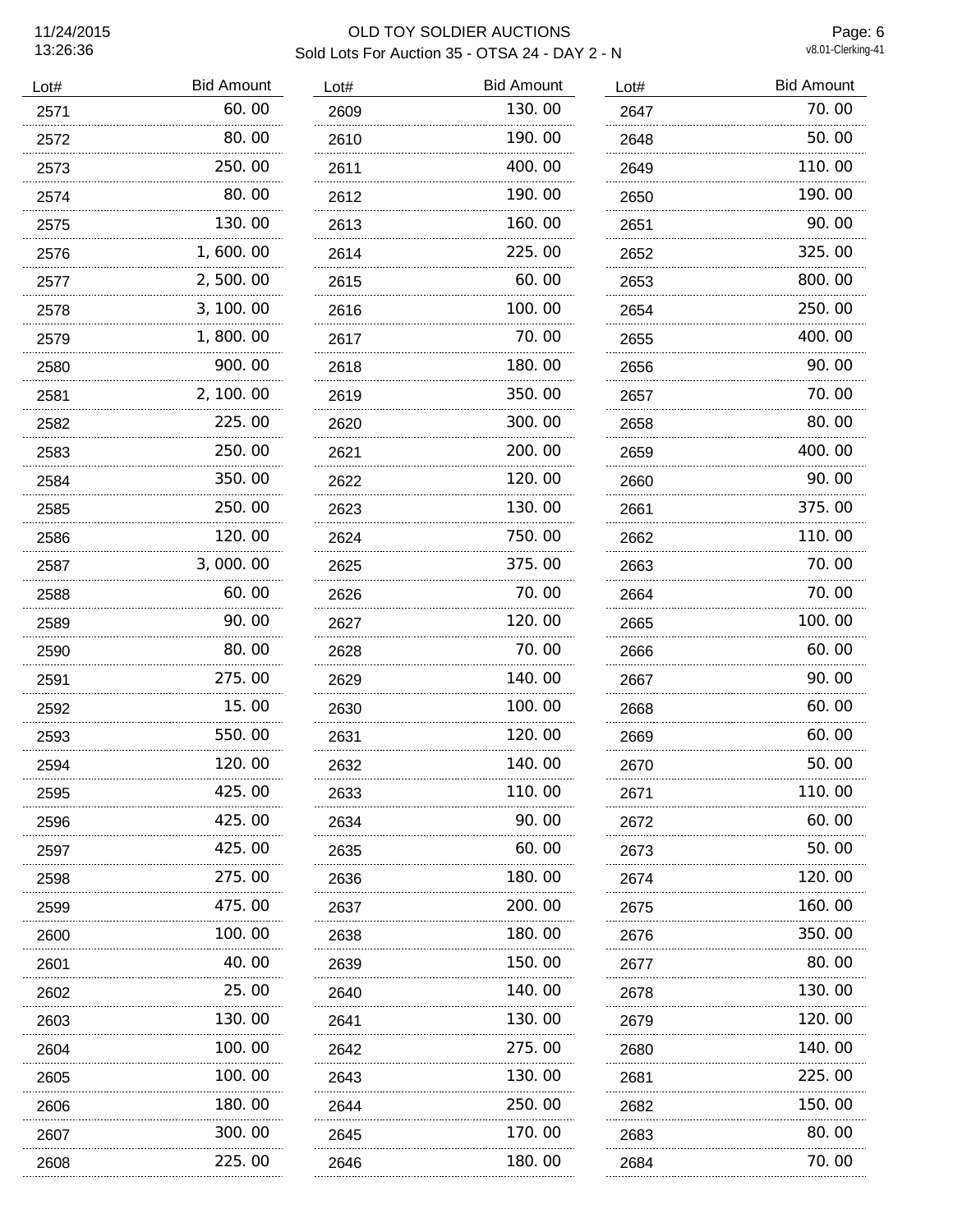# OLD TOY SOLDIER AUCTIONS

## Sold Lots For Auction 35 - OTSA 24 - DAY 2 - N

11/24/2015 13:26:36

| Lot# | Bid Amount |
|---|---|
| 2571 | 60.00 |
| 2572 | 80.00 |
| 2573 | 250.00 |
| 2574 | 80.00 |
| 2575 | 130.00 |
| 2576 | 1,600.00 |
| 2577 | 2,500.00 |
| 2578 | 3,100.00 |
| 2579 | 1,800.00 |
| 2580 | 900.00 |
| 2581 | 2,100.00 |
| 2582 | 225.00 |
| 2583 | 250.00 |
| 2584 | 350.00 |
| 2585 | 250.00 |
| 2586 | 120.00 |
| 2587 | 3,000.00 |
| 2588 | 60.00 |
| 2589 | 90.00 |
| 2590 | 80.00 |
| 2591 | 275.00 |
| 2592 | 15.00 |
| 2593 | 550.00 |
| 2594 | 120.00 |
| 2595 | 425.00 |
| 2596 | 425.00 |
| 2597 | 425.00 |
| 2598 | 275.00 |
| 2599 | 475.00 |
| 2600 | 100.00 |
| 2601 | 40.00 |
| 2602 | 25.00 |
| 2603 | 130.00 |
| 2604 | 100.00 |
| 2605 | 100.00 |
| 2606 | 180.00 |
| 2607 | 300.00 |
| 2608 | 225.00 |
| 2609 | 130.00 |
| 2610 | 190.00 |
| 2611 | 400.00 |
| 2612 | 190.00 |
| 2613 | 160.00 |
| 2614 | 225.00 |
| 2615 | 60.00 |
| 2616 | 100.00 |
| 2617 | 70.00 |
| 2618 | 180.00 |
| 2619 | 350.00 |
| 2620 | 300.00 |
| 2621 | 200.00 |
| 2622 | 120.00 |
| 2623 | 130.00 |
| 2624 | 750.00 |
| 2625 | 375.00 |
| 2626 | 70.00 |
| 2627 | 120.00 |
| 2628 | 70.00 |
| 2629 | 140.00 |
| 2630 | 100.00 |
| 2631 | 120.00 |
| 2632 | 140.00 |
| 2633 | 110.00 |
| 2634 | 90.00 |
| 2635 | 60.00 |
| 2636 | 180.00 |
| 2637 | 200.00 |
| 2638 | 180.00 |
| 2639 | 150.00 |
| 2640 | 140.00 |
| 2641 | 130.00 |
| 2642 | 275.00 |
| 2643 | 130.00 |
| 2644 | 250.00 |
| 2645 | 170.00 |
| 2646 | 180.00 |
| 2647 | 70.00 |
| 2648 | 50.00 |
| 2649 | 110.00 |
| 2650 | 190.00 |
| 2651 | 90.00 |
| 2652 | 325.00 |
| 2653 | 800.00 |
| 2654 | 250.00 |
| 2655 | 400.00 |
| 2656 | 90.00 |
| 2657 | 70.00 |
| 2658 | 80.00 |
| 2659 | 400.00 |
| 2660 | 90.00 |
| 2661 | 375.00 |
| 2662 | 110.00 |
| 2663 | 70.00 |
| 2664 | 70.00 |
| 2665 | 100.00 |
| 2666 | 60.00 |
| 2667 | 90.00 |
| 2668 | 60.00 |
| 2669 | 60.00 |
| 2670 | 50.00 |
| 2671 | 110.00 |
| 2672 | 60.00 |
| 2673 | 50.00 |
| 2674 | 120.00 |
| 2675 | 160.00 |
| 2676 | 350.00 |
| 2677 | 80.00 |
| 2678 | 130.00 |
| 2679 | 120.00 |
| 2680 | 140.00 |
| 2681 | 225.00 |
| 2682 | 150.00 |
| 2683 | 80.00 |
| 2684 | 70.00 |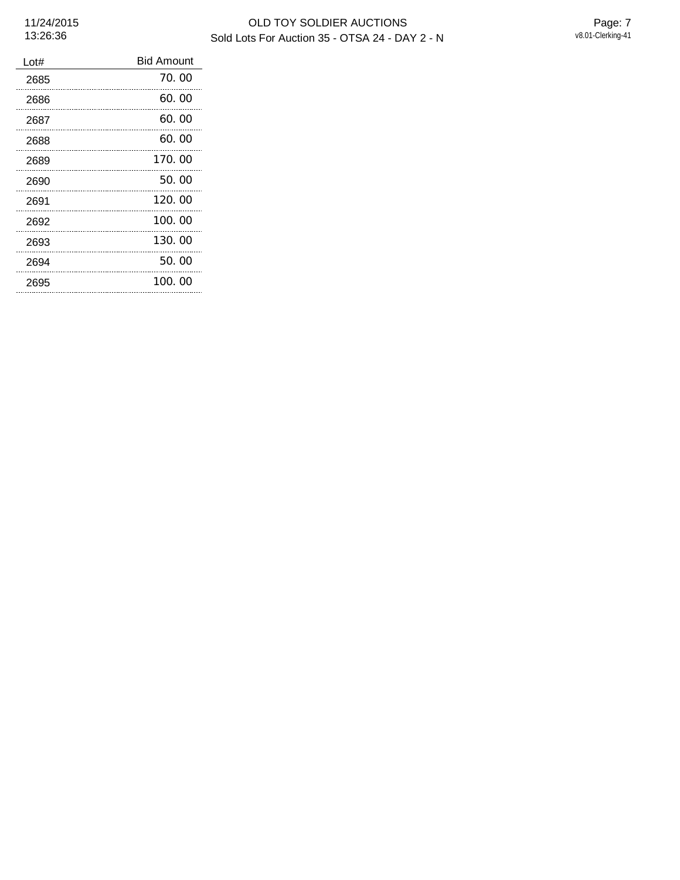| Lot# | Bid Amount |
| --- | --- |
| 2685 | 70. 00 |
| 2686 | 60. 00 |
| 2687 | 60. 00 |
| 2688 | 60. 00 |
| 2689 | 170. 00 |
| 2690 | 50. 00 |
| 2691 | 120. 00 |
| 2692 | 100. 00 |
| 2693 | 130. 00 |
| 2694 | 50. 00 |
| 2695 | 100. 00 |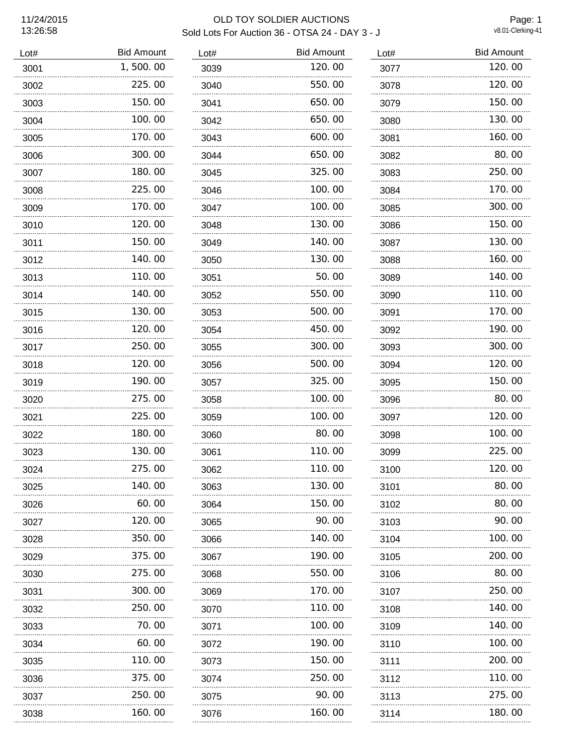# OLD TOY SOLDIER AUCTIONS

Sold Lots For Auction 36 - OTSA 24 - DAY 3 - J

11/24/2015 13:26:58

v8.01-Clerking-41

| Lot# | Bid Amount |
|---|---|
| 3001 | 1,500.00 |
| 3002 | 225.00 |
| 3003 | 150.00 |
| 3004 | 100.00 |
| 3005 | 170.00 |
| 3006 | 300.00 |
| 3007 | 180.00 |
| 3008 | 225.00 |
| 3009 | 170.00 |
| 3010 | 120.00 |
| 3011 | 150.00 |
| 3012 | 140.00 |
| 3013 | 110.00 |
| 3014 | 140.00 |
| 3015 | 130.00 |
| 3016 | 120.00 |
| 3017 | 250.00 |
| 3018 | 120.00 |
| 3019 | 190.00 |
| 3020 | 275.00 |
| 3021 | 225.00 |
| 3022 | 180.00 |
| 3023 | 130.00 |
| 3024 | 275.00 |
| 3025 | 140.00 |
| 3026 | 60.00 |
| 3027 | 120.00 |
| 3028 | 350.00 |
| 3029 | 375.00 |
| 3030 | 275.00 |
| 3031 | 300.00 |
| 3032 | 250.00 |
| 3033 | 70.00 |
| 3034 | 60.00 |
| 3035 | 110.00 |
| 3036 | 375.00 |
| 3037 | 250.00 |
| 3038 | 160.00 |
| 3039 | 120.00 |
| 3040 | 550.00 |
| 3041 | 650.00 |
| 3042 | 650.00 |
| 3043 | 600.00 |
| 3044 | 650.00 |
| 3045 | 325.00 |
| 3046 | 100.00 |
| 3047 | 100.00 |
| 3048 | 130.00 |
| 3049 | 140.00 |
| 3050 | 130.00 |
| 3051 | 50.00 |
| 3052 | 550.00 |
| 3053 | 500.00 |
| 3054 | 450.00 |
| 3055 | 300.00 |
| 3056 | 500.00 |
| 3057 | 325.00 |
| 3058 | 100.00 |
| 3059 | 100.00 |
| 3060 | 80.00 |
| 3061 | 110.00 |
| 3062 | 110.00 |
| 3063 | 130.00 |
| 3064 | 150.00 |
| 3065 | 90.00 |
| 3066 | 140.00 |
| 3067 | 190.00 |
| 3068 | 550.00 |
| 3069 | 170.00 |
| 3070 | 110.00 |
| 3071 | 100.00 |
| 3072 | 190.00 |
| 3073 | 150.00 |
| 3074 | 250.00 |
| 3075 | 90.00 |
| 3076 | 160.00 |
| 3077 | 120.00 |
| 3078 | 120.00 |
| 3079 | 150.00 |
| 3080 | 130.00 |
| 3081 | 160.00 |
| 3082 | 80.00 |
| 3083 | 250.00 |
| 3084 | 170.00 |
| 3085 | 300.00 |
| 3086 | 150.00 |
| 3087 | 130.00 |
| 3088 | 160.00 |
| 3089 | 140.00 |
| 3090 | 110.00 |
| 3091 | 170.00 |
| 3092 | 190.00 |
| 3093 | 300.00 |
| 3094 | 120.00 |
| 3095 | 150.00 |
| 3096 | 80.00 |
| 3097 | 120.00 |
| 3098 | 100.00 |
| 3099 | 225.00 |
| 3100 | 120.00 |
| 3101 | 80.00 |
| 3102 | 80.00 |
| 3103 | 90.00 |
| 3104 | 100.00 |
| 3105 | 200.00 |
| 3106 | 80.00 |
| 3107 | 250.00 |
| 3108 | 140.00 |
| 3109 | 140.00 |
| 3110 | 100.00 |
| 3111 | 200.00 |
| 3112 | 110.00 |
| 3113 | 275.00 |
| 3114 | 180.00 |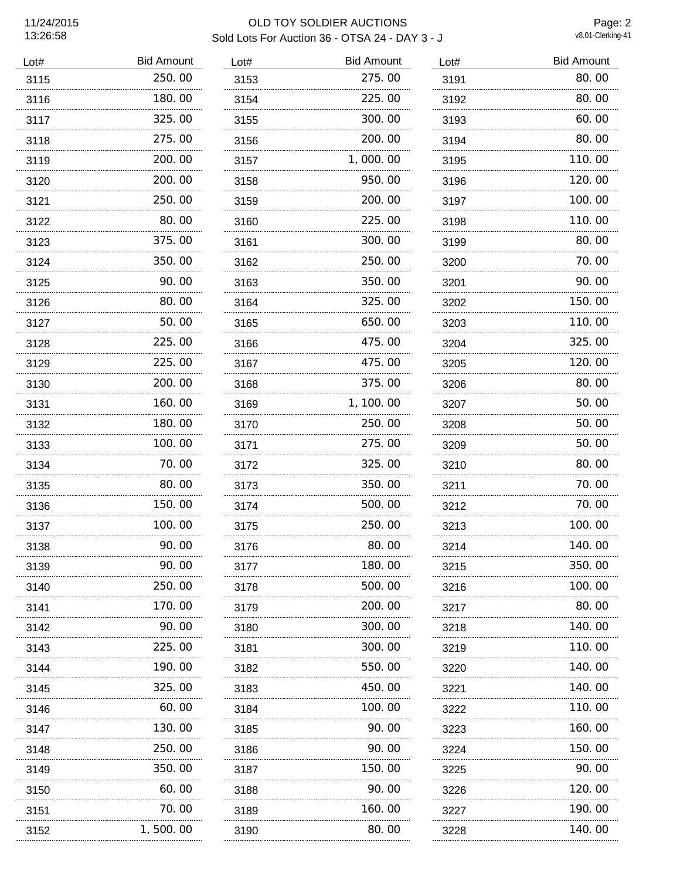11/24/2015
13:26:58

# OLD TOY SOLDIER AUCTIONS

Sold Lots For Auction 36 - OTSA 24 - DAY 3 - J

v8.01-Clerking-41

| Lot# | Bid Amount |
|---|---|
| 3115 | 250.00 |
| 3116 | 180.00 |
| 3117 | 325.00 |
| 3118 | 275.00 |
| 3119 | 200.00 |
| 3120 | 200.00 |
| 3121 | 250.00 |
| 3122 | 80.00 |
| 3123 | 375.00 |
| 3124 | 350.00 |
| 3125 | 90.00 |
| 3126 | 80.00 |
| 3127 | 50.00 |
| 3128 | 225.00 |
| 3129 | 225.00 |
| 3130 | 200.00 |
| 3131 | 160.00 |
| 3132 | 180.00 |
| 3133 | 100.00 |
| 3134 | 70.00 |
| 3135 | 80.00 |
| 3136 | 150.00 |
| 3137 | 100.00 |
| 3138 | 90.00 |
| 3139 | 90.00 |
| 3140 | 250.00 |
| 3141 | 170.00 |
| 3142 | 90.00 |
| 3143 | 225.00 |
| 3144 | 190.00 |
| 3145 | 325.00 |
| 3146 | 60.00 |
| 3147 | 130.00 |
| 3148 | 250.00 |
| 3149 | 350.00 |
| 3150 | 60.00 |
| 3151 | 70.00 |
| 3152 | 1,500.00 |
| 3153 | 275.00 |
| 3154 | 225.00 |
| 3155 | 300.00 |
| 3156 | 200.00 |
| 3157 | 1,000.00 |
| 3158 | 950.00 |
| 3159 | 200.00 |
| 3160 | 225.00 |
| 3161 | 300.00 |
| 3162 | 250.00 |
| 3163 | 350.00 |
| 3164 | 325.00 |
| 3165 | 650.00 |
| 3166 | 475.00 |
| 3167 | 475.00 |
| 3168 | 375.00 |
| 3169 | 1,100.00 |
| 3170 | 250.00 |
| 3171 | 275.00 |
| 3172 | 325.00 |
| 3173 | 350.00 |
| 3174 | 500.00 |
| 3175 | 250.00 |
| 3176 | 80.00 |
| 3177 | 180.00 |
| 3178 | 500.00 |
| 3179 | 200.00 |
| 3180 | 300.00 |
| 3181 | 300.00 |
| 3182 | 550.00 |
| 3183 | 450.00 |
| 3184 | 100.00 |
| 3185 | 90.00 |
| 3186 | 90.00 |
| 3187 | 150.00 |
| 3188 | 90.00 |
| 3189 | 160.00 |
| 3190 | 80.00 |
| 3191 | 80.00 |
| 3192 | 80.00 |
| 3193 | 60.00 |
| 3194 | 80.00 |
| 3195 | 110.00 |
| 3196 | 120.00 |
| 3197 | 100.00 |
| 3198 | 110.00 |
| 3199 | 80.00 |
| 3200 | 70.00 |
| 3201 | 90.00 |
| 3202 | 150.00 |
| 3203 | 110.00 |
| 3204 | 325.00 |
| 3205 | 120.00 |
| 3206 | 80.00 |
| 3207 | 50.00 |
| 3208 | 50.00 |
| 3209 | 50.00 |
| 3210 | 80.00 |
| 3211 | 70.00 |
| 3212 | 70.00 |
| 3213 | 100.00 |
| 3214 | 140.00 |
| 3215 | 350.00 |
| 3216 | 100.00 |
| 3217 | 80.00 |
| 3218 | 140.00 |
| 3219 | 110.00 |
| 3220 | 140.00 |
| 3221 | 140.00 |
| 3222 | 110.00 |
| 3223 | 160.00 |
| 3224 | 150.00 |
| 3225 | 90.00 |
| 3226 | 120.00 |
| 3227 | 190.00 |
| 3228 | 140.00 |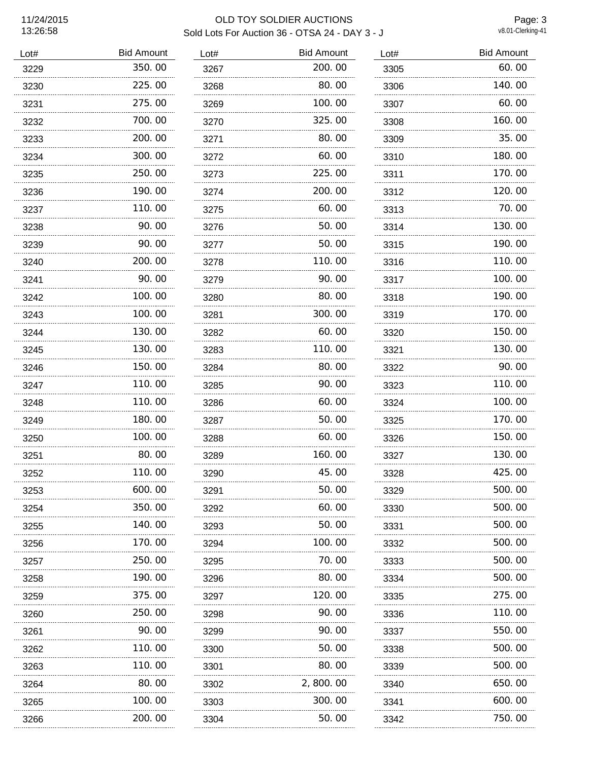# OLD TOY SOLDIER AUCTIONS

Sold Lots For Auction 36 - OTSA 24 - DAY 3 - J

11/24/2015
13:26:58

v8.01-Clerking-41

| Lot# | Bid Amount |
|---|---|
| 3229 | 350.00 |
| 3230 | 225.00 |
| 3231 | 275.00 |
| 3232 | 700.00 |
| 3233 | 200.00 |
| 3234 | 300.00 |
| 3235 | 250.00 |
| 3236 | 190.00 |
| 3237 | 110.00 |
| 3238 | 90.00 |
| 3239 | 90.00 |
| 3240 | 200.00 |
| 3241 | 90.00 |
| 3242 | 100.00 |
| 3243 | 100.00 |
| 3244 | 130.00 |
| 3245 | 130.00 |
| 3246 | 150.00 |
| 3247 | 110.00 |
| 3248 | 110.00 |
| 3249 | 180.00 |
| 3250 | 100.00 |
| 3251 | 80.00 |
| 3252 | 110.00 |
| 3253 | 600.00 |
| 3254 | 350.00 |
| 3255 | 140.00 |
| 3256 | 170.00 |
| 3257 | 250.00 |
| 3258 | 190.00 |
| 3259 | 375.00 |
| 3260 | 250.00 |
| 3261 | 90.00 |
| 3262 | 110.00 |
| 3263 | 110.00 |
| 3264 | 80.00 |
| 3265 | 100.00 |
| 3266 | 200.00 |
| 3267 | 200.00 |
| 3268 | 80.00 |
| 3269 | 100.00 |
| 3270 | 325.00 |
| 3271 | 80.00 |
| 3272 | 60.00 |
| 3273 | 225.00 |
| 3274 | 200.00 |
| 3275 | 60.00 |
| 3276 | 50.00 |
| 3277 | 50.00 |
| 3278 | 110.00 |
| 3279 | 90.00 |
| 3280 | 80.00 |
| 3281 | 300.00 |
| 3282 | 60.00 |
| 3283 | 110.00 |
| 3284 | 80.00 |
| 3285 | 90.00 |
| 3286 | 60.00 |
| 3287 | 50.00 |
| 3288 | 60.00 |
| 3289 | 160.00 |
| 3290 | 45.00 |
| 3291 | 50.00 |
| 3292 | 60.00 |
| 3293 | 50.00 |
| 3294 | 100.00 |
| 3295 | 70.00 |
| 3296 | 80.00 |
| 3297 | 120.00 |
| 3298 | 90.00 |
| 3299 | 90.00 |
| 3300 | 50.00 |
| 3301 | 80.00 |
| 3302 | 2,800.00 |
| 3303 | 300.00 |
| 3304 | 50.00 |
| 3305 | 60.00 |
| 3306 | 140.00 |
| 3307 | 60.00 |
| 3308 | 160.00 |
| 3309 | 35.00 |
| 3310 | 180.00 |
| 3311 | 170.00 |
| 3312 | 120.00 |
| 3313 | 70.00 |
| 3314 | 130.00 |
| 3315 | 190.00 |
| 3316 | 110.00 |
| 3317 | 100.00 |
| 3318 | 190.00 |
| 3319 | 170.00 |
| 3320 | 150.00 |
| 3321 | 130.00 |
| 3322 | 90.00 |
| 3323 | 110.00 |
| 3324 | 100.00 |
| 3325 | 170.00 |
| 3326 | 150.00 |
| 3327 | 130.00 |
| 3328 | 425.00 |
| 3329 | 500.00 |
| 3330 | 500.00 |
| 3331 | 500.00 |
| 3332 | 500.00 |
| 3333 | 500.00 |
| 3334 | 500.00 |
| 3335 | 275.00 |
| 3336 | 110.00 |
| 3337 | 550.00 |
| 3338 | 500.00 |
| 3339 | 500.00 |
| 3340 | 650.00 |
| 3341 | 600.00 |
| 3342 | 750.00 |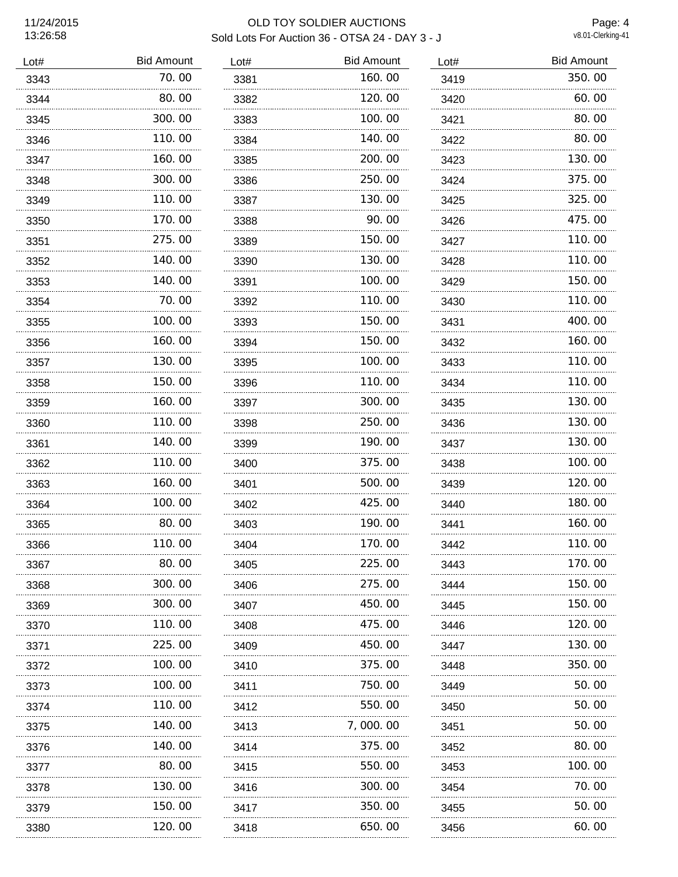# OLD TOY SOLDIER AUCTIONS

## Sold Lots For Auction 36 - OTSA 24 - DAY 3 - J

11/24/2015
13:26:58

v8.01-Clerking-41

| Lot# | Bid Amount |
|---|---|
| 3343 | 70.00 |
| 3344 | 80.00 |
| 3345 | 300.00 |
| 3346 | 110.00 |
| 3347 | 160.00 |
| 3348 | 300.00 |
| 3349 | 110.00 |
| 3350 | 170.00 |
| 3351 | 275.00 |
| 3352 | 140.00 |
| 3353 | 140.00 |
| 3354 | 70.00 |
| 3355 | 100.00 |
| 3356 | 160.00 |
| 3357 | 130.00 |
| 3358 | 150.00 |
| 3359 | 160.00 |
| 3360 | 110.00 |
| 3361 | 140.00 |
| 3362 | 110.00 |
| 3363 | 160.00 |
| 3364 | 100.00 |
| 3365 | 80.00 |
| 3366 | 110.00 |
| 3367 | 80.00 |
| 3368 | 300.00 |
| 3369 | 300.00 |
| 3370 | 110.00 |
| 3371 | 225.00 |
| 3372 | 100.00 |
| 3373 | 100.00 |
| 3374 | 110.00 |
| 3375 | 140.00 |
| 3376 | 140.00 |
| 3377 | 80.00 |
| 3378 | 130.00 |
| 3379 | 150.00 |
| 3380 | 120.00 |
| 3381 | 160.00 |
| 3382 | 120.00 |
| 3383 | 100.00 |
| 3384 | 140.00 |
| 3385 | 200.00 |
| 3386 | 250.00 |
| 3387 | 130.00 |
| 3388 | 90.00 |
| 3389 | 150.00 |
| 3390 | 130.00 |
| 3391 | 100.00 |
| 3392 | 110.00 |
| 3393 | 150.00 |
| 3394 | 150.00 |
| 3395 | 100.00 |
| 3396 | 110.00 |
| 3397 | 300.00 |
| 3398 | 250.00 |
| 3399 | 190.00 |
| 3400 | 375.00 |
| 3401 | 500.00 |
| 3402 | 425.00 |
| 3403 | 190.00 |
| 3404 | 170.00 |
| 3405 | 225.00 |
| 3406 | 275.00 |
| 3407 | 450.00 |
| 3408 | 475.00 |
| 3409 | 450.00 |
| 3410 | 375.00 |
| 3411 | 750.00 |
| 3412 | 550.00 |
| 3413 | 7,000.00 |
| 3414 | 375.00 |
| 3415 | 550.00 |
| 3416 | 300.00 |
| 3417 | 350.00 |
| 3418 | 650.00 |
| 3419 | 350.00 |
| 3420 | 60.00 |
| 3421 | 80.00 |
| 3422 | 80.00 |
| 3423 | 130.00 |
| 3424 | 375.00 |
| 3425 | 325.00 |
| 3426 | 475.00 |
| 3427 | 110.00 |
| 3428 | 110.00 |
| 3429 | 150.00 |
| 3430 | 110.00 |
| 3431 | 400.00 |
| 3432 | 160.00 |
| 3433 | 110.00 |
| 3434 | 110.00 |
| 3435 | 130.00 |
| 3436 | 130.00 |
| 3437 | 130.00 |
| 3438 | 100.00 |
| 3439 | 120.00 |
| 3440 | 180.00 |
| 3441 | 160.00 |
| 3442 | 110.00 |
| 3443 | 170.00 |
| 3444 | 150.00 |
| 3445 | 150.00 |
| 3446 | 120.00 |
| 3447 | 130.00 |
| 3448 | 350.00 |
| 3449 | 50.00 |
| 3450 | 50.00 |
| 3451 | 50.00 |
| 3452 | 80.00 |
| 3453 | 100.00 |
| 3454 | 70.00 |
| 3455 | 50.00 |
| 3456 | 60.00 |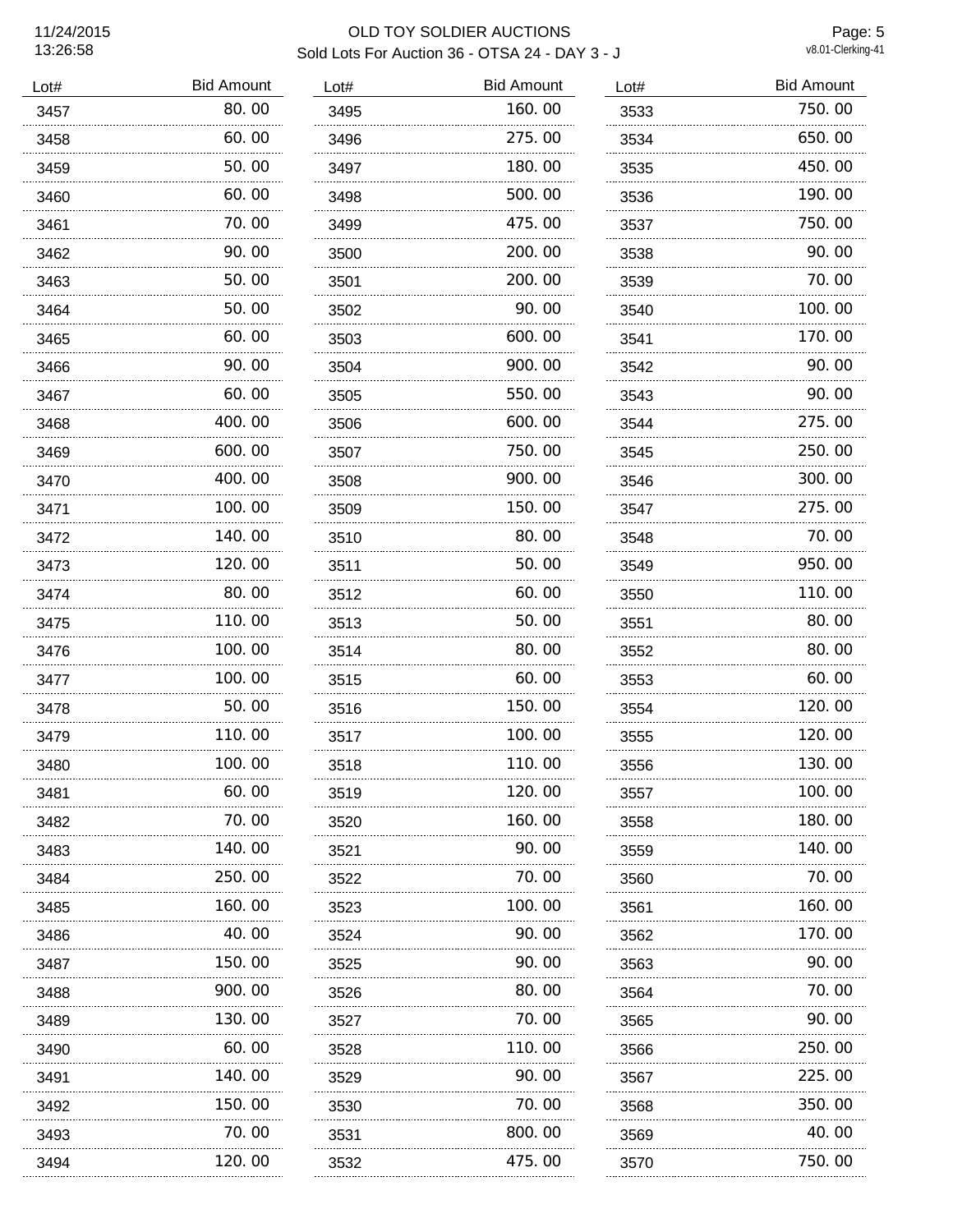# OLD TOY SOLDIER AUCTIONS

Sold Lots For Auction 36 - OTSA 24 - DAY 3 - J

| Lot# | Bid Amount |
|---|---|
| 3457 | 80.00 |
| 3458 | 60.00 |
| 3459 | 50.00 |
| 3460 | 60.00 |
| 3461 | 70.00 |
| 3462 | 90.00 |
| 3463 | 50.00 |
| 3464 | 50.00 |
| 3465 | 60.00 |
| 3466 | 90.00 |
| 3467 | 60.00 |
| 3468 | 400.00 |
| 3469 | 600.00 |
| 3470 | 400.00 |
| 3471 | 100.00 |
| 3472 | 140.00 |
| 3473 | 120.00 |
| 3474 | 80.00 |
| 3475 | 110.00 |
| 3476 | 100.00 |
| 3477 | 100.00 |
| 3478 | 50.00 |
| 3479 | 110.00 |
| 3480 | 100.00 |
| 3481 | 60.00 |
| 3482 | 70.00 |
| 3483 | 140.00 |
| 3484 | 250.00 |
| 3485 | 160.00 |
| 3486 | 40.00 |
| 3487 | 150.00 |
| 3488 | 900.00 |
| 3489 | 130.00 |
| 3490 | 60.00 |
| 3491 | 140.00 |
| 3492 | 150.00 |
| 3493 | 70.00 |
| 3494 | 120.00 |
| 3495 | 160.00 |
| 3496 | 275.00 |
| 3497 | 180.00 |
| 3498 | 500.00 |
| 3499 | 475.00 |
| 3500 | 200.00 |
| 3501 | 200.00 |
| 3502 | 90.00 |
| 3503 | 600.00 |
| 3504 | 900.00 |
| 3505 | 550.00 |
| 3506 | 600.00 |
| 3507 | 750.00 |
| 3508 | 900.00 |
| 3509 | 150.00 |
| 3510 | 80.00 |
| 3511 | 50.00 |
| 3512 | 60.00 |
| 3513 | 50.00 |
| 3514 | 80.00 |
| 3515 | 60.00 |
| 3516 | 150.00 |
| 3517 | 100.00 |
| 3518 | 110.00 |
| 3519 | 120.00 |
| 3520 | 160.00 |
| 3521 | 90.00 |
| 3522 | 70.00 |
| 3523 | 100.00 |
| 3524 | 90.00 |
| 3525 | 90.00 |
| 3526 | 80.00 |
| 3527 | 70.00 |
| 3528 | 110.00 |
| 3529 | 90.00 |
| 3530 | 70.00 |
| 3531 | 800.00 |
| 3532 | 475.00 |
| 3533 | 750.00 |
| 3534 | 650.00 |
| 3535 | 450.00 |
| 3536 | 190.00 |
| 3537 | 750.00 |
| 3538 | 90.00 |
| 3539 | 70.00 |
| 3540 | 100.00 |
| 3541 | 170.00 |
| 3542 | 90.00 |
| 3543 | 90.00 |
| 3544 | 275.00 |
| 3545 | 250.00 |
| 3546 | 300.00 |
| 3547 | 275.00 |
| 3548 | 70.00 |
| 3549 | 950.00 |
| 3550 | 110.00 |
| 3551 | 80.00 |
| 3552 | 80.00 |
| 3553 | 60.00 |
| 3554 | 120.00 |
| 3555 | 120.00 |
| 3556 | 130.00 |
| 3557 | 100.00 |
| 3558 | 180.00 |
| 3559 | 140.00 |
| 3560 | 70.00 |
| 3561 | 160.00 |
| 3562 | 170.00 |
| 3563 | 90.00 |
| 3564 | 70.00 |
| 3565 | 90.00 |
| 3566 | 250.00 |
| 3567 | 225.00 |
| 3568 | 350.00 |
| 3569 | 40.00 |
| 3570 | 750.00 |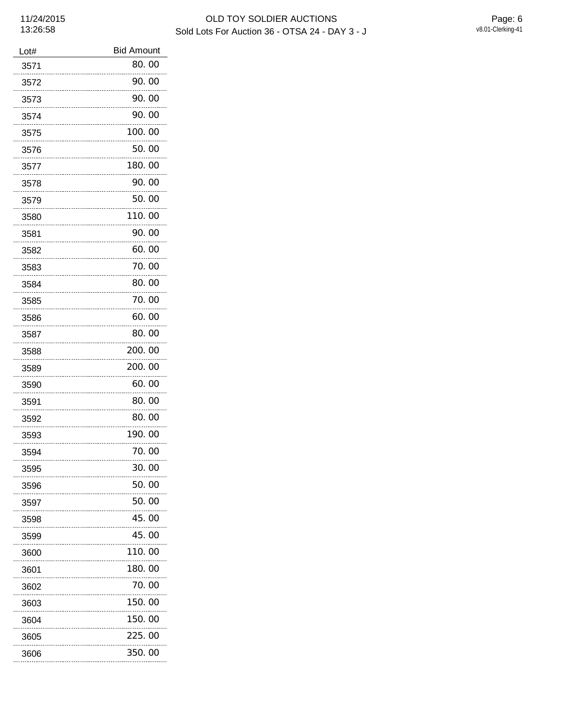| Lot# | Bid Amount |
|---|---|
| 3571 | 80.00 |
| 3572 | 90.00 |
| 3573 | 90.00 |
| 3574 | 90.00 |
| 3575 | 100.00 |
| 3576 | 50.00 |
| 3577 | 180.00 |
| 3578 | 90.00 |
| 3579 | 50.00 |
| 3580 | 110.00 |
| 3581 | 90.00 |
| 3582 | 60.00 |
| 3583 | 70.00 |
| 3584 | 80.00 |
| 3585 | 70.00 |
| 3586 | 60.00 |
| 3587 | 80.00 |
| 3588 | 200.00 |
| 3589 | 200.00 |
| 3590 | 60.00 |
| 3591 | 80.00 |
| 3592 | 80.00 |
| 3593 | 190.00 |
| 3594 | 70.00 |
| 3595 | 30.00 |
| 3596 | 50.00 |
| 3597 | 50.00 |
| 3598 | 45.00 |
| 3599 | 45.00 |
| 3600 | 110.00 |
| 3601 | 180.00 |
| 3602 | 70.00 |
| 3603 | 150.00 |
| 3604 | 150.00 |
| 3605 | 225.00 |
| 3606 | 350.00 |